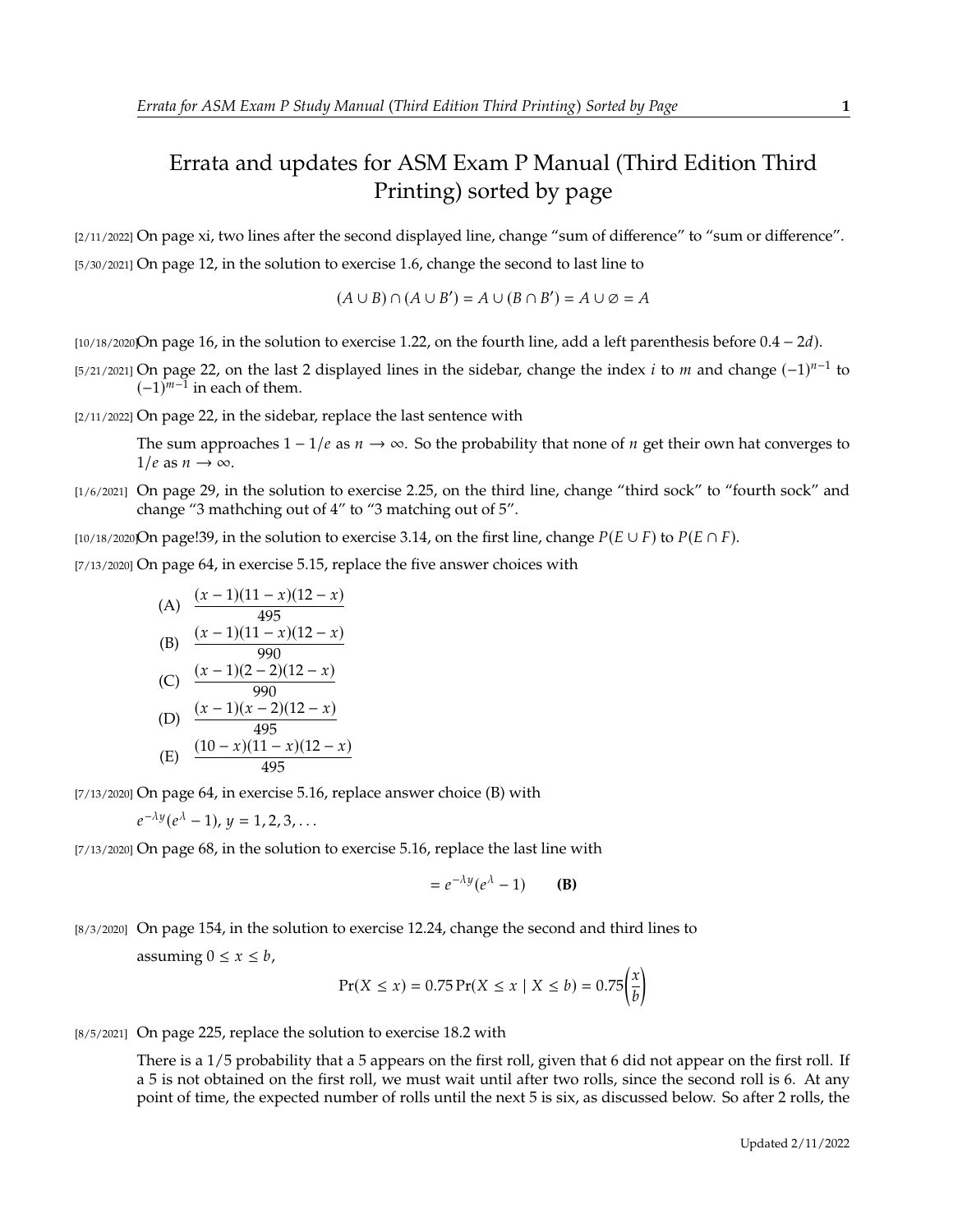# Errata and updates for ASM Exam P Manual (Third Edition Third Printing) sorted by page

[2/11/2022] On page xi, two lines after the second displayed line, change "sum of difference" to "sum or difference".

[5/30/2021] On page 12, in the solution to exercise 1.6, change the second to last line to

$$(A \cup B) \cap (A \cup B') = A \cup (B \cap B') = A \cup \varnothing = A$$

[10/18/2020] On page 16, in the solution to exercise 1.22, on the fourth line, add a left parenthesis before $0.4 - 2d$).

[5/21/2021] On page 22, on the last 2 displayed lines in the sidebar, change the index $i$ to $m$ and change $(-1)^{n-1}$ to $(-1)^{m-1}$ in each of them.

[2/11/2022] On page 22, in the sidebar, replace the last sentence with

> The sum approaches $1 - 1/e$ as $n \to \infty$. So the probability that none of $n$ get their own hat converges to $1/e$ as $n \to \infty$.

[1/6/2021] On page 29, in the solution to exercise 2.25, on the third line, change "third sock" to "fourth sock" and change "3 mathching out of 4" to "3 matching out of 5".

[10/18/2020] On page!39, in the solution to exercise 3.14, on the first line, change $P(E \cup F)$ to $P(E \cap F)$.

[7/13/2020] On page 64, in exercise 5.15, replace the five answer choices with

(A) $\dfrac{(x-1)(11-x)(12-x)}{495}$

(B) $\dfrac{(x-1)(11-x)(12-x)}{990}$

(C) $\dfrac{(x-1)(2-2)(12-x)}{990}$

(D) $\dfrac{(x-1)(x-2)(12-x)}{495}$

(E) $\dfrac{(10-x)(11-x)(12-x)}{495}$

[7/13/2020] On page 64, in exercise 5.16, replace answer choice (B) with

> $e^{-\lambda y}(e^{\lambda} - 1)$, $y = 1, 2, 3, \ldots$

[7/13/2020] On page 68, in the solution to exercise 5.16, replace the last line with

$$= e^{-\lambda y}(e^{\lambda} - 1) \qquad \textbf{(B)}$$

[8/3/2020] On page 154, in the solution to exercise 12.24, change the second and third lines to

> assuming $0 \le x \le b$,
>
> $$\Pr(X \le x) = 0.75 \Pr(X \le x \mid X \le b) = 0.75\left(\frac{x}{b}\right)$$

[8/5/2021] On page 225, replace the solution to exercise 18.2 with

> There is a 1/5 probability that a 5 appears on the first roll, given that 6 did not appear on the first roll. If a 5 is not obtained on the first roll, we must wait until after two rolls, since the second roll is 6. At any point of time, the expected number of rolls until the next 5 is six, as discussed below. So after 2 rolls, the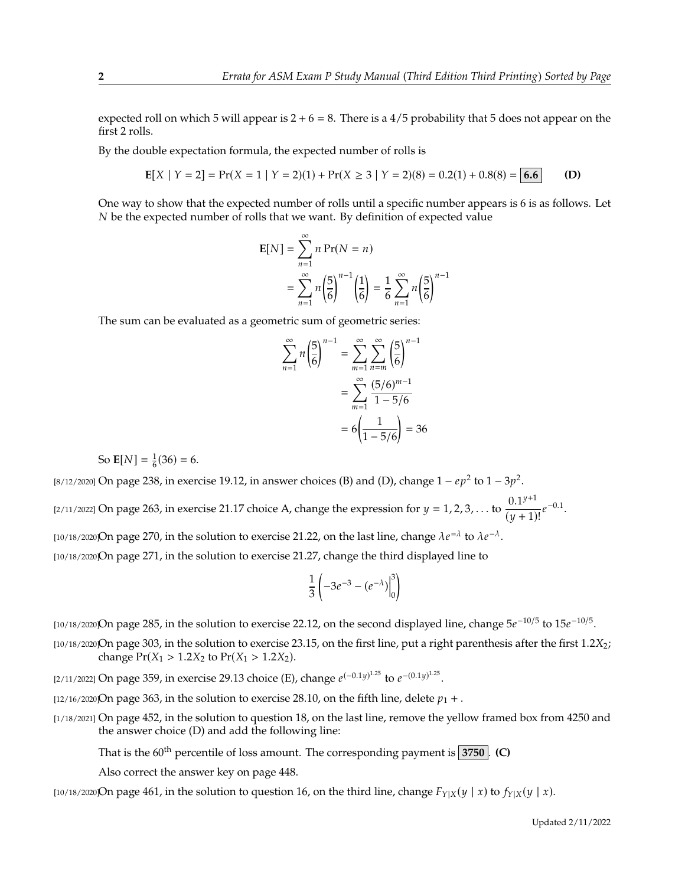expected roll on which 5 will appear is $2 + 6 = 8$. There is a $4/5$ probability that 5 does not appear on the first 2 rolls.

By the double expectation formula, the expected number of rolls is

$$\mathbf{E}[X \mid Y = 2] = \Pr(X = 1 \mid Y = 2)(1) + \Pr(X \geq 3 \mid Y = 2)(8) = 0.2(1) + 0.8(8) = \boxed{6.6} \qquad \textbf{(D)}$$

One way to show that the expected number of rolls until a specific number appears is 6 is as follows. Let $N$ be the expected number of rolls that we want. By definition of expected value

$$\begin{aligned}
\mathbf{E}[N] &= \sum_{n=1}^{\infty} n \Pr(N = n) \\
&= \sum_{n=1}^{\infty} n \left(\frac{5}{6}\right)^{n-1} \left(\frac{1}{6}\right) = \frac{1}{6} \sum_{n=1}^{\infty} n \left(\frac{5}{6}\right)^{n-1}
\end{aligned}$$

The sum can be evaluated as a geometric sum of geometric series:

$$\begin{aligned}
\sum_{n=1}^{\infty} n \left(\frac{5}{6}\right)^{n-1} &= \sum_{m=1}^{\infty} \sum_{n=m}^{\infty} \left(\frac{5}{6}\right)^{n-1} \\
&= \sum_{m=1}^{\infty} \frac{(5/6)^{m-1}}{1 - 5/6} \\
&= 6\left(\frac{1}{1 - 5/6}\right) = 36
\end{aligned}$$

So $\mathbf{E}[N] = \frac{1}{6}(36) = 6$.

[8/12/2020] On page 238, in exercise 19.12, in answer choices (B) and (D), change $1 - ep^2$ to $1 - 3p^2$.

[2/11/2022] On page 263, in exercise 21.17 choice A, change the expression for $y = 1, 2, 3, \ldots$ to $\dfrac{0.1^{y+1}}{(y+1)!}e^{-0.1}$.

[10/18/2020] On page 270, in the solution to exercise 21.22, on the last line, change $\lambda e^{=\lambda}$ to $\lambda e^{-\lambda}$.

[10/18/2020] On page 271, in the solution to exercise 21.27, change the third displayed line to

$$\frac{1}{3}\left(-3e^{-3} - (e^{-\lambda})\Big|_0^3\right)$$

[10/18/2020] On page 285, in the solution to exercise 22.12, on the second displayed line, change $5e^{-10/5}$ to $15e^{-10/5}$.

[10/18/2020] On page 303, in the solution to exercise 23.15, on the first line, put a right parenthesis after the first $1.2X_2$; change $\Pr(X_1 > 1.2X_2$ to $\Pr(X_1 > 1.2X_2)$.

[2/11/2022] On page 359, in exercise 29.13 choice (E), change $e^{(-0.1y)^{1.25}}$ to $e^{-(0.1y)^{1.25}}$.

[12/16/2020] On page 363, in the solution to exercise 28.10, on the fifth line, delete $p_1 +$ .

[1/18/2021] On page 452, in the solution to question 18, on the last line, remove the yellow framed box from 4250 and the answer choice (D) and add the following line:

That is the 60th percentile of loss amount. The corresponding payment is $\boxed{\textbf{3750}}$. **(C)**

Also correct the answer key on page 448.

[10/18/2020] On page 461, in the solution to question 16, on the third line, change $F_{Y|X}(y \mid x)$ to $f_{Y|X}(y \mid x)$.